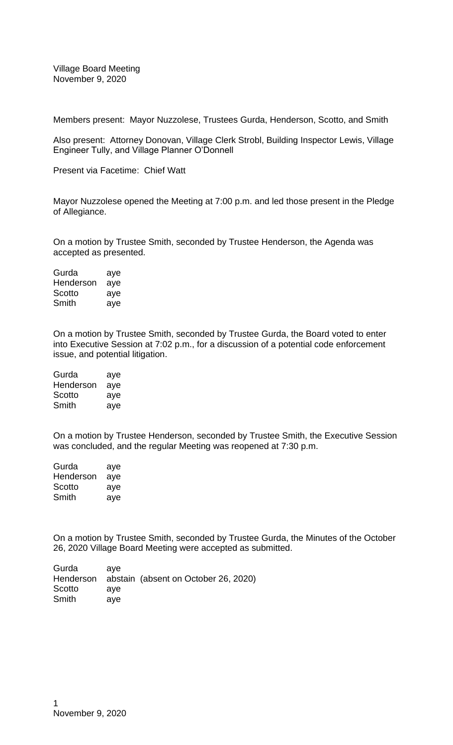Village Board Meeting
November 9, 2020

Members present: Mayor Nuzzolese, Trustees Gurda, Henderson, Scotto, and Smith

Also present: Attorney Donovan, Village Clerk Strobl, Building Inspector Lewis, Village Engineer Tully, and Village Planner O'Donnell

Present via Facetime: Chief Watt

Mayor Nuzzolese opened the Meeting at 7:00 p.m. and led those present in the Pledge of Allegiance.

On a motion by Trustee Smith, seconded by Trustee Henderson, the Agenda was accepted as presented.

Gurda aye
Henderson aye
Scotto aye
Smith aye

On a motion by Trustee Smith, seconded by Trustee Gurda, the Board voted to enter into Executive Session at 7:02 p.m., for a discussion of a potential code enforcement issue, and potential litigation.

Gurda aye
Henderson aye
Scotto aye
Smith aye

On a motion by Trustee Henderson, seconded by Trustee Smith, the Executive Session was concluded, and the regular Meeting was reopened at 7:30 p.m.

Gurda aye
Henderson aye
Scotto aye
Smith aye

On a motion by Trustee Smith, seconded by Trustee Gurda, the Minutes of the October 26, 2020 Village Board Meeting were accepted as submitted.

Gurda aye
Henderson abstain (absent on October 26, 2020)
Scotto aye
Smith aye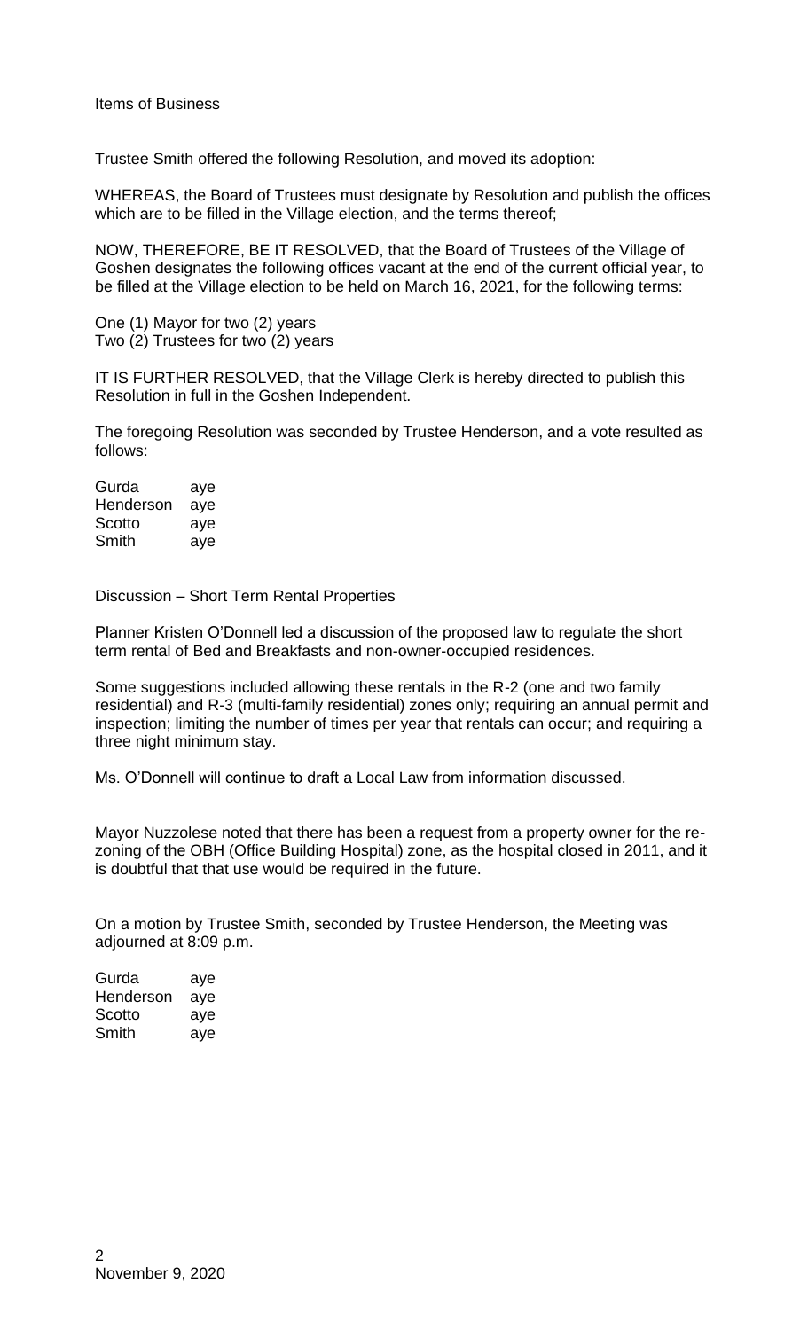Items of Business

Trustee Smith offered the following Resolution, and moved its adoption:

WHEREAS, the Board of Trustees must designate by Resolution and publish the offices which are to be filled in the Village election, and the terms thereof;

NOW, THEREFORE, BE IT RESOLVED, that the Board of Trustees of the Village of Goshen designates the following offices vacant at the end of the current official year, to be filled at the Village election to be held on March 16, 2021, for the following terms:

One (1) Mayor for two (2) years
Two (2) Trustees for two (2) years

IT IS FURTHER RESOLVED, that the Village Clerk is hereby directed to publish this Resolution in full in the Goshen Independent.

The foregoing Resolution was seconded by Trustee Henderson, and a vote resulted as follows:

| | |
|---|---|
| Gurda | aye |
| Henderson | aye |
| Scotto | aye |
| Smith | aye |

Discussion – Short Term Rental Properties

Planner Kristen O'Donnell led a discussion of the proposed law to regulate the short term rental of Bed and Breakfasts and non-owner-occupied residences.

Some suggestions included allowing these rentals in the R-2 (one and two family residential) and R-3 (multi-family residential) zones only; requiring an annual permit and inspection; limiting the number of times per year that rentals can occur; and requiring a three night minimum stay.

Ms. O'Donnell will continue to draft a Local Law from information discussed.

Mayor Nuzzolese noted that there has been a request from a property owner for the re-zoning of the OBH (Office Building Hospital) zone, as the hospital closed in 2011, and it is doubtful that that use would be required in the future.

On a motion by Trustee Smith, seconded by Trustee Henderson, the Meeting was adjourned at 8:09 p.m.

| | |
|---|---|
| Gurda | aye |
| Henderson | aye |
| Scotto | aye |
| Smith | aye |